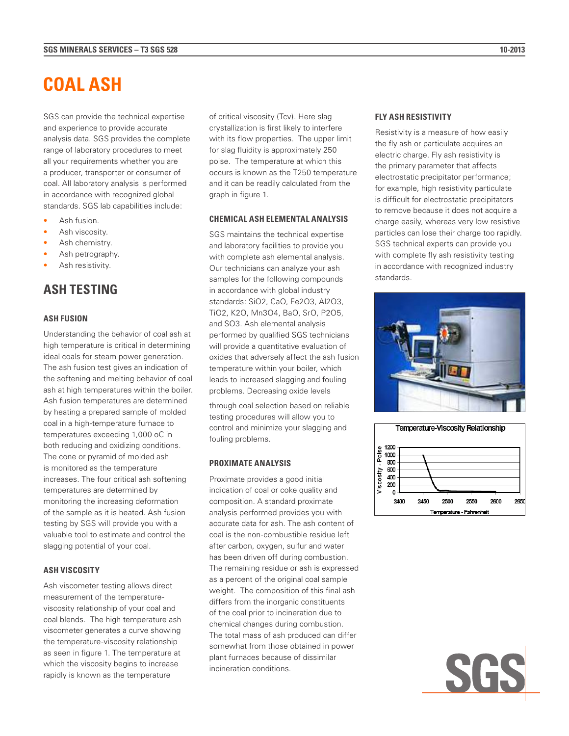# COAL ASH

SGS can provide the technical expertise and experience to provide accurate analysis data. SGS provides the complete range of laboratory procedures to meet all your requirements whether you are a producer, transporter or consumer of coal. All laboratory analysis is performed in accordance with recognized global standards. SGS lab capabilities include:

- Ash fusion.
- Ash viscosity.
- Ash chemistry.
- Ash petrography.
- Ash resistivity.

## ASH TESTING

### ASH FUSION

Understanding the behavior of coal ash at high temperature is critical in determining ideal coals for steam power generation. The ash fusion test gives an indication of the softening and melting behavior of coal ash at high temperatures within the boiler. Ash fusion temperatures are determined by heating a prepared sample of molded coal in a high-temperature furnace to temperatures exceeding 1,000 oC in both reducing and oxidizing conditions. The cone or pyramid of molded ash is monitored as the temperature increases. The four critical ash softening temperatures are determined by monitoring the increasing deformation of the sample as it is heated. Ash fusion testing by SGS will provide you with a valuable tool to estimate and control the slagging potential of your coal.

### ASH VISCOSITY

Ash viscometer testing allows direct measurement of the temperature-viscosity relationship of your coal and coal blends. The high temperature ash viscometer generates a curve showing the temperature-viscosity relationship as seen in figure 1. The temperature at which the viscosity begins to increase rapidly is known as the temperature of critical viscosity (Tcv). Here slag crystallization is first likely to interfere with its flow properties. The upper limit for slag fluidity is approximately 250 poise. The temperature at which this occurs is known as the T250 temperature and it can be readily calculated from the graph in figure 1.

### CHEMICAL ASH ELEMENTAL ANALYSIS

SGS maintains the technical expertise and laboratory facilities to provide you with complete ash elemental analysis. Our technicians can analyze your ash samples for the following compounds in accordance with global industry standards: $SiO_2$, $CaO$, $Fe_2O_3$, $Al_2O_3$, $TiO_2$, $K_2O$, $Mn_3O_4$, $BaO$, $SrO$, $P_2O_5$, and $SO_3$. Ash elemental analysis performed by qualified SGS technicians will provide a quantitative evaluation of oxides that adversely affect the ash fusion temperature within your boiler, which leads to increased slagging and fouling problems. Decreasing oxide levels through coal selection based on reliable testing procedures will allow you to control and minimize your slagging and fouling problems.

### PROXIMATE ANALYSIS

Proximate provides a good initial indication of coal or coke quality and composition. A standard proximate analysis performed provides you with accurate data for ash. The ash content of coal is the non-combustible residue left after carbon, oxygen, sulfur and water has been driven off during combustion. The remaining residue or ash is expressed as a percent of the original coal sample weight. The composition of this final ash differs from the inorganic constituents of the coal prior to incineration due to chemical changes during combustion. The total mass of ash produced can differ somewhat from those obtained in power plant furnaces because of dissimilar incineration conditions.

### FLY ASH RESISTIVITY

Resistivity is a measure of how easily the fly ash or particulate acquires an electric charge. Fly ash resistivity is the primary parameter that affects electrostatic precipitator performance; for example, high resistivity particulate is difficult for electrostatic precipitators to remove because it does not acquire a charge easily, whereas very low resistive particles can lose their charge too rapidly. SGS technical experts can provide you with complete fly ash resistivity testing in accordance with recognized industry standards.

Temperature-Viscosity Relationship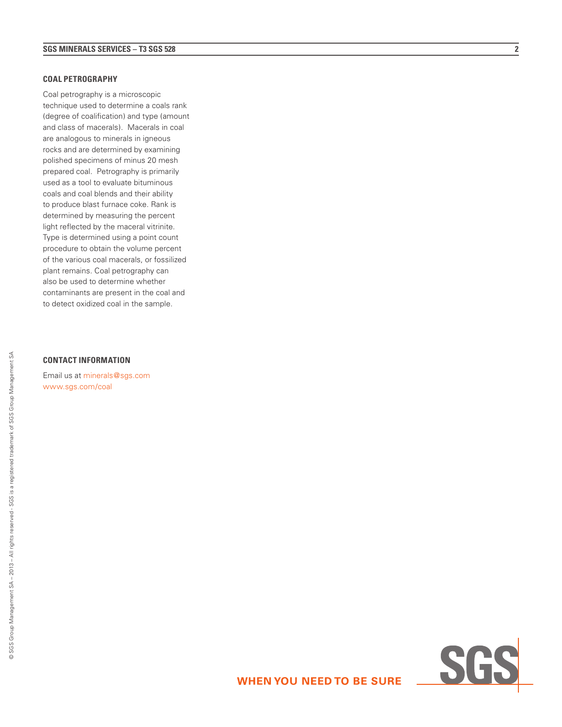## COAL PETROGRAPHY

Coal petrography is a microscopic technique used to determine a coals rank (degree of coalification) and type (amount and class of macerals). Macerals in coal are analogous to minerals in igneous rocks and are determined by examining polished specimens of minus 20 mesh prepared coal. Petrography is primarily used as a tool to evaluate bituminous coals and coal blends and their ability to produce blast furnace coke. Rank is determined by measuring the percent light reflected by the maceral vitrinite. Type is determined using a point count procedure to obtain the volume percent of the various coal macerals, or fossilized plant remains. Coal petrography can also be used to determine whether contaminants are present in the coal and to detect oxidized coal in the sample.

## CONTACT INFORMATION

Email us at minerals@sgs.com
www.sgs.com/coal

© SGS Group Management SA – 2013 – All rights reserved - SGS is a registered trademark of SGS Group Management SA

WHEN YOU NEED TO BE SURE

SGS